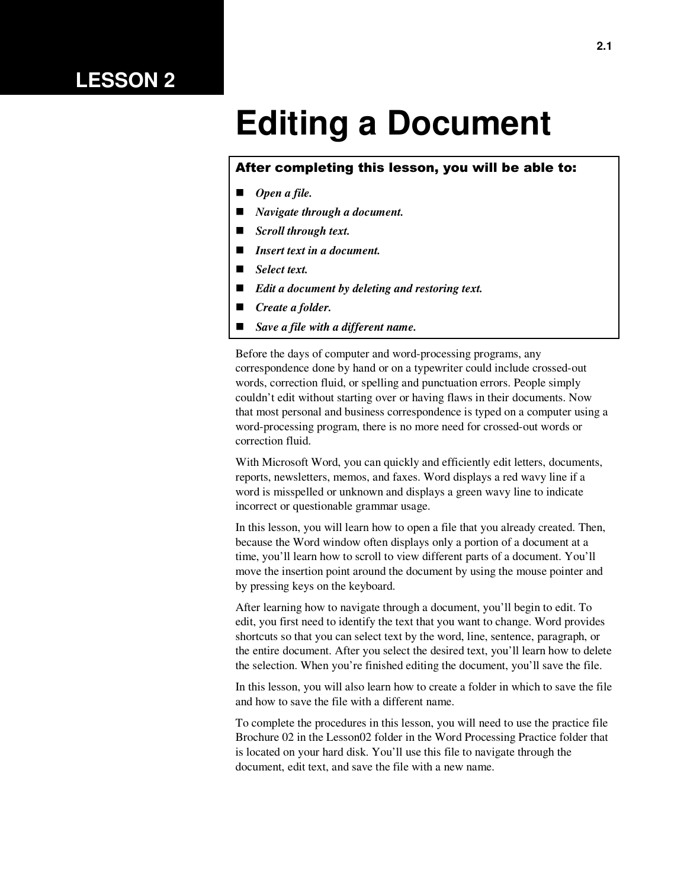# LESSON 2

# Editing a Document

**After completing this lesson, you will be able to:**

- ***Open a file.***
- ***Navigate through a document.***
- ***Scroll through text.***
- ***Insert text in a document.***
- ***Select text.***
- ***Edit a document by deleting and restoring text.***
- ***Create a folder.***
- ***Save a file with a different name.***

Before the days of computer and word-processing programs, any correspondence done by hand or on a typewriter could include crossed-out words, correction fluid, or spelling and punctuation errors. People simply couldn't edit without starting over or having flaws in their documents. Now that most personal and business correspondence is typed on a computer using a word-processing program, there is no more need for crossed-out words or correction fluid.

With Microsoft Word, you can quickly and efficiently edit letters, documents, reports, newsletters, memos, and faxes. Word displays a red wavy line if a word is misspelled or unknown and displays a green wavy line to indicate incorrect or questionable grammar usage.

In this lesson, you will learn how to open a file that you already created. Then, because the Word window often displays only a portion of a document at a time, you'll learn how to scroll to view different parts of a document. You'll move the insertion point around the document by using the mouse pointer and by pressing keys on the keyboard.

After learning how to navigate through a document, you'll begin to edit. To edit, you first need to identify the text that you want to change. Word provides shortcuts so that you can select text by the word, line, sentence, paragraph, or the entire document. After you select the desired text, you'll learn how to delete the selection. When you're finished editing the document, you'll save the file.

In this lesson, you will also learn how to create a folder in which to save the file and how to save the file with a different name.

To complete the procedures in this lesson, you will need to use the practice file Brochure 02 in the Lesson02 folder in the Word Processing Practice folder that is located on your hard disk. You'll use this file to navigate through the document, edit text, and save the file with a new name.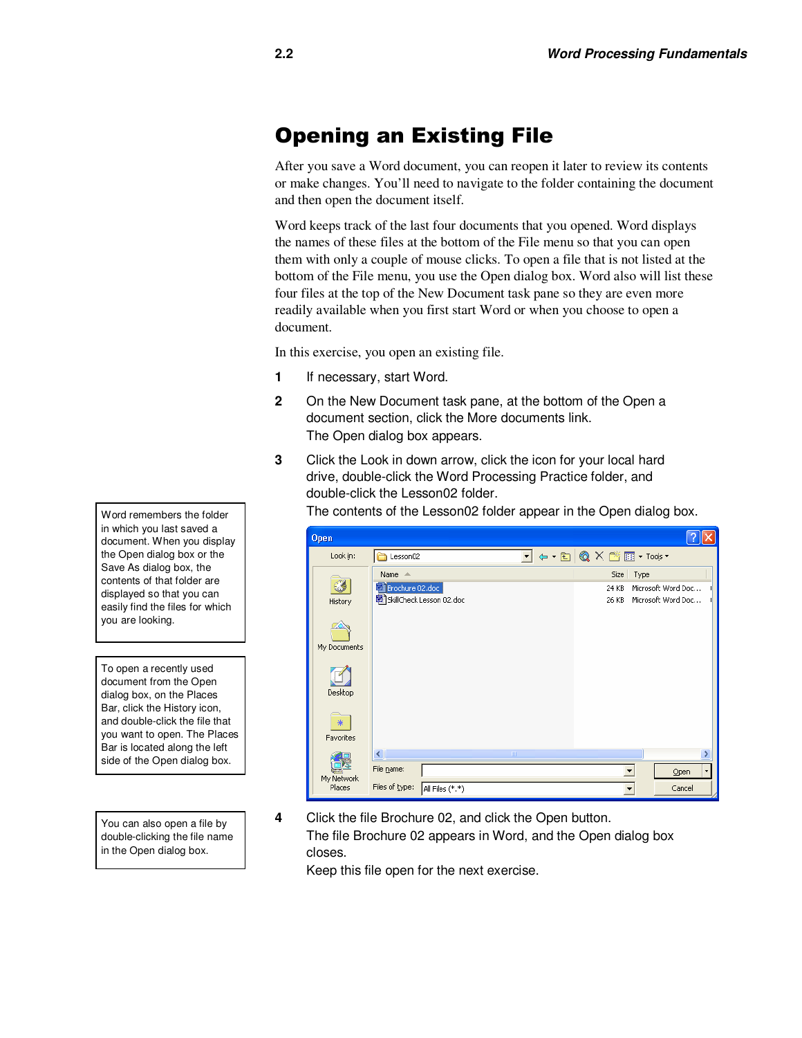# Opening an Existing File

After you save a Word document, you can reopen it later to review its contents or make changes. You'll need to navigate to the folder containing the document and then open the document itself.

Word keeps track of the last four documents that you opened. Word displays the names of these files at the bottom of the File menu so that you can open them with only a couple of mouse clicks. To open a file that is not listed at the bottom of the File menu, you use the Open dialog box. Word also will list these four files at the top of the New Document task pane so they are even more readily available when you first start Word or when you choose to open a document.

In this exercise, you open an existing file.

**1** If necessary, start Word.

**2** On the New Document task pane, at the bottom of the Open a document section, click the More documents link.
The Open dialog box appears.

**3** Click the Look in down arrow, click the icon for your local hard drive, double-click the Word Processing Practice folder, and double-click the Lesson02 folder.
The contents of the Lesson02 folder appear in the Open dialog box.

> Word remembers the folder in which you last saved a document. When you display the Open dialog box or the Save As dialog box, the contents of that folder are displayed so that you can easily find the files for which you are looking.

> To open a recently used document from the Open dialog box, on the Places Bar, click the History icon, and double-click the file that you want to open. The Places Bar is located along the left side of the Open dialog box.

**4** Click the file Brochure 02, and click the Open button.
The file Brochure 02 appears in Word, and the Open dialog box closes.
Keep this file open for the next exercise.

> You can also open a file by double-clicking the file name in the Open dialog box.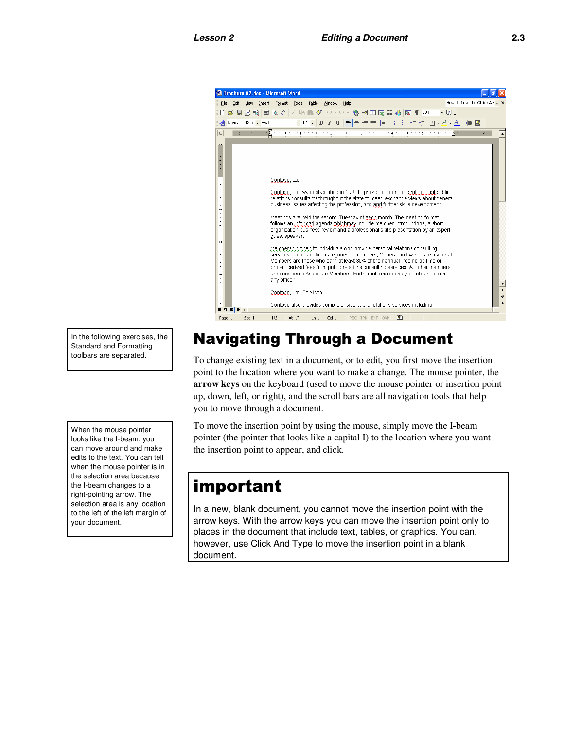## Navigating Through a Document

In the following exercises, the Standard and Formatting toolbars are separated.

To change existing text in a document, or to edit, you first move the insertion point to the location where you want to make a change. The mouse pointer, the **arrow keys** on the keyboard (used to move the mouse pointer or insertion point up, down, left, or right), and the scroll bars are all navigation tools that help you to move through a document.

When the mouse pointer looks like the I-beam, you can move around and make edits to the text. You can tell when the mouse pointer is in the selection area because the I-beam changes to a right-pointing arrow. The selection area is any location to the left of the left margin of your document.

To move the insertion point by using the mouse, simply move the I-beam pointer (the pointer that looks like a capital I) to the location where you want the insertion point to appear, and click.

> **important**
>
> In a new, blank document, you cannot move the insertion point with the arrow keys. With the arrow keys you can move the insertion point only to places in the document that include text, tables, or graphics. You can, however, use Click And Type to move the insertion point in a blank document.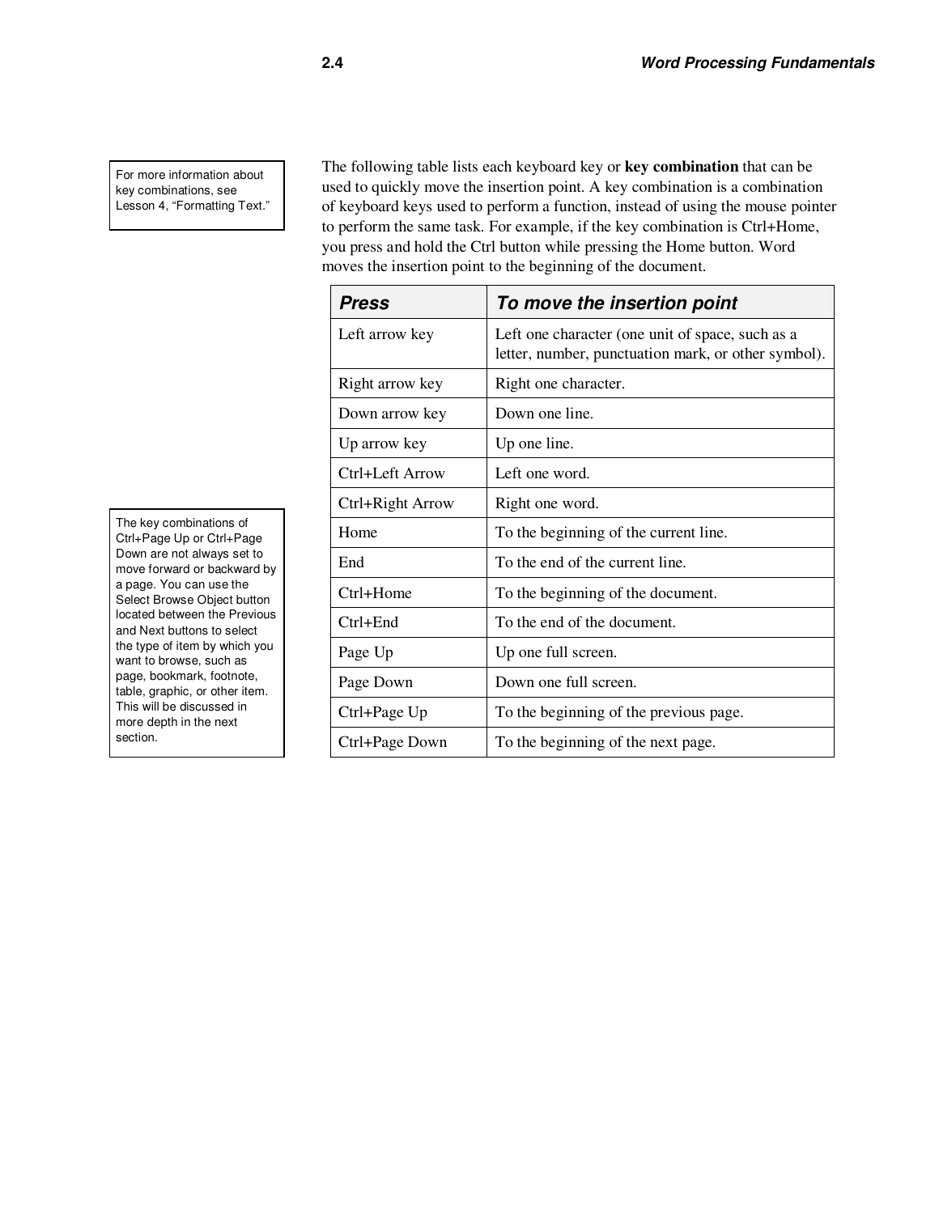For more information about key combinations, see Lesson 4, "Formatting Text."

The following table lists each keyboard key or **key combination** that can be used to quickly move the insertion point. A key combination is a combination of keyboard keys used to perform a function, instead of using the mouse pointer to perform the same task. For example, if the key combination is Ctrl+Home, you press and hold the Ctrl button while pressing the Home button. Word moves the insertion point to the beginning of the document.

The key combinations of Ctrl+Page Up or Ctrl+Page Down are not always set to move forward or backward by a page. You can use the Select Browse Object button located between the Previous and Next buttons to select the type of item by which you want to browse, such as page, bookmark, footnote, table, graphic, or other item. This will be discussed in more depth in the next section.

| ***Press*** | ***To move the insertion point*** |
|---|---|
| Left arrow key | Left one character (one unit of space, such as a letter, number, punctuation mark, or other symbol). |
| Right arrow key | Right one character. |
| Down arrow key | Down one line. |
| Up arrow key | Up one line. |
| Ctrl+Left Arrow | Left one word. |
| Ctrl+Right Arrow | Right one word. |
| Home | To the beginning of the current line. |
| End | To the end of the current line. |
| Ctrl+Home | To the beginning of the document. |
| Ctrl+End | To the end of the document. |
| Page Up | Up one full screen. |
| Page Down | Down one full screen. |
| Ctrl+Page Up | To the beginning of the previous page. |
| Ctrl+Page Down | To the beginning of the next page. |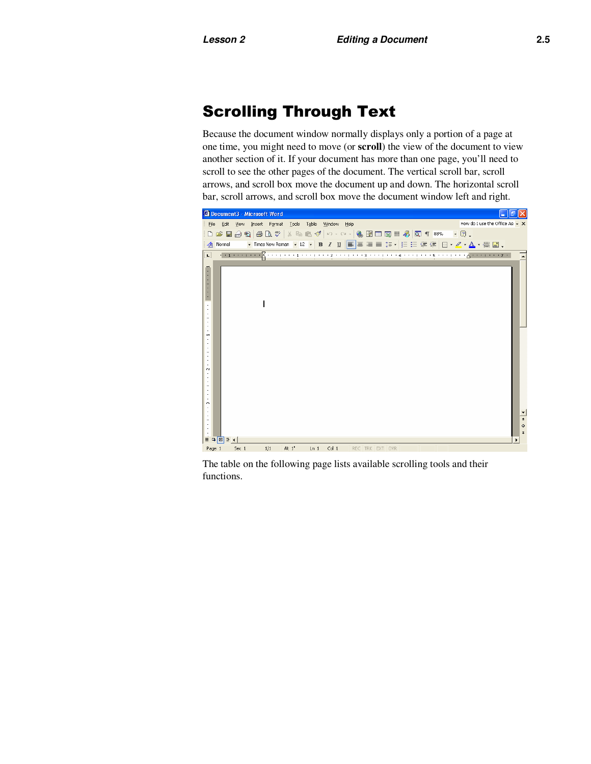# Scrolling Through Text

Because the document window normally displays only a portion of a page at one time, you might need to move (or **scroll**) the view of the document to view another section of it. If your document has more than one page, you'll need to scroll to see the other pages of the document. The vertical scroll bar, scroll arrows, and scroll box move the document up and down. The horizontal scroll bar, scroll arrows, and scroll box move the document window left and right.

The table on the following page lists available scrolling tools and their functions.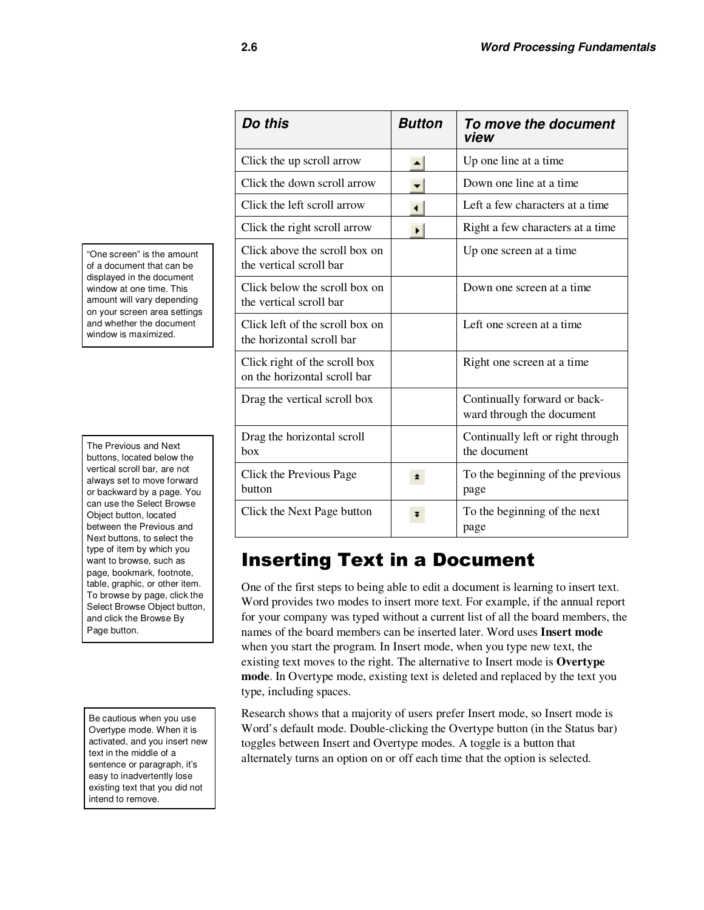| Do this | Button | To move the document view |
|---|---|---|
| Click the up scroll arrow | | Up one line at a time |
| Click the down scroll arrow | | Down one line at a time |
| Click the left scroll arrow | | Left a few characters at a time |
| Click the right scroll arrow | | Right a few characters at a time |
| Click above the scroll box on the vertical scroll bar | | Up one screen at a time |
| Click below the scroll box on the vertical scroll bar | | Down one screen at a time |
| Click left of the scroll box on the horizontal scroll bar | | Left one screen at a time |
| Click right of the scroll box on the horizontal scroll bar | | Right one screen at a time |
| Drag the vertical scroll box | | Continually forward or backward through the document |
| Drag the horizontal scroll box | | Continually left or right through the document |
| Click the Previous Page button | | To the beginning of the previous page |
| Click the Next Page button | | To the beginning of the next page |

"One screen" is the amount of a document that can be displayed in the document window at one time. This amount will vary depending on your screen area settings and whether the document window is maximized.

The Previous and Next buttons, located below the vertical scroll bar, are not always set to move forward or backward by a page. You can use the Select Browse Object button, located between the Previous and Next buttons, to select the type of item by which you want to browse, such as page, bookmark, footnote, table, graphic, or other item. To browse by page, click the Select Browse Object button, and click the Browse By Page button.

## Inserting Text in a Document

One of the first steps to being able to edit a document is learning to insert text. Word provides two modes to insert more text. For example, if the annual report for your company was typed without a current list of all the board members, the names of the board members can be inserted later. Word uses **Insert mode** when you start the program. In Insert mode, when you type new text, the existing text moves to the right. The alternative to Insert mode is **Overtype mode**. In Overtype mode, existing text is deleted and replaced by the text you type, including spaces.

Research shows that a majority of users prefer Insert mode, so Insert mode is Word's default mode. Double-clicking the Overtype button (in the Status bar) toggles between Insert and Overtype modes. A toggle is a button that alternately turns an option on or off each time that the option is selected.

Be cautious when you use Overtype mode. When it is activated, and you insert new text in the middle of a sentence or paragraph, it's easy to inadvertently lose existing text that you did not intend to remove.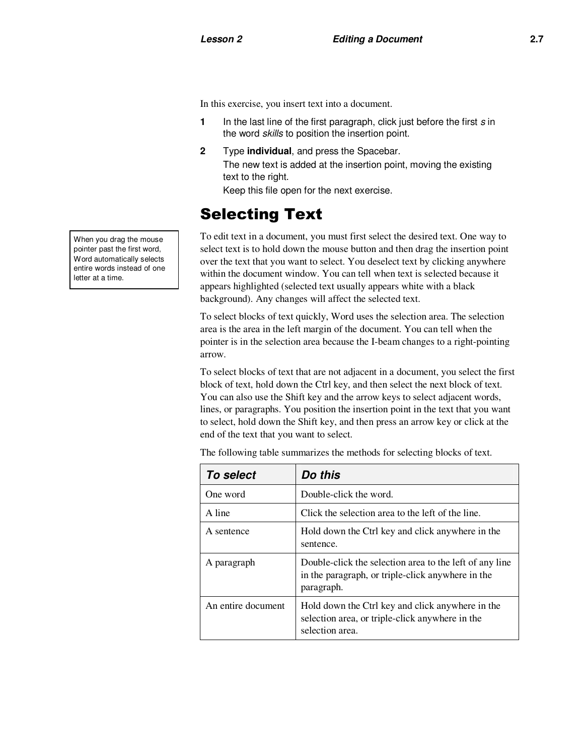In this exercise, you insert text into a document.

1. In the last line of the first paragraph, click just before the first *s* in the word *skills* to position the insertion point.
2. Type **individual**, and press the Spacebar.

   The new text is added at the insertion point, moving the existing text to the right.

   Keep this file open for the next exercise.

## Selecting Text

When you drag the mouse pointer past the first word, Word automatically selects entire words instead of one letter at a time.

To edit text in a document, you must first select the desired text. One way to select text is to hold down the mouse button and then drag the insertion point over the text that you want to select. You deselect text by clicking anywhere within the document window. You can tell when text is selected because it appears highlighted (selected text usually appears white with a black background). Any changes will affect the selected text.

To select blocks of text quickly, Word uses the selection area. The selection area is the area in the left margin of the document. You can tell when the pointer is in the selection area because the I-beam changes to a right-pointing arrow.

To select blocks of text that are not adjacent in a document, you select the first block of text, hold down the Ctrl key, and then select the next block of text. You can also use the Shift key and the arrow keys to select adjacent words, lines, or paragraphs. You position the insertion point in the text that you want to select, hold down the Shift key, and then press an arrow key or click at the end of the text that you want to select.

The following table summarizes the methods for selecting blocks of text.

| To select | Do this |
|---|---|
| One word | Double-click the word. |
| A line | Click the selection area to the left of the line. |
| A sentence | Hold down the Ctrl key and click anywhere in the sentence. |
| A paragraph | Double-click the selection area to the left of any line in the paragraph, or triple-click anywhere in the paragraph. |
| An entire document | Hold down the Ctrl key and click anywhere in the selection area, or triple-click anywhere in the selection area. |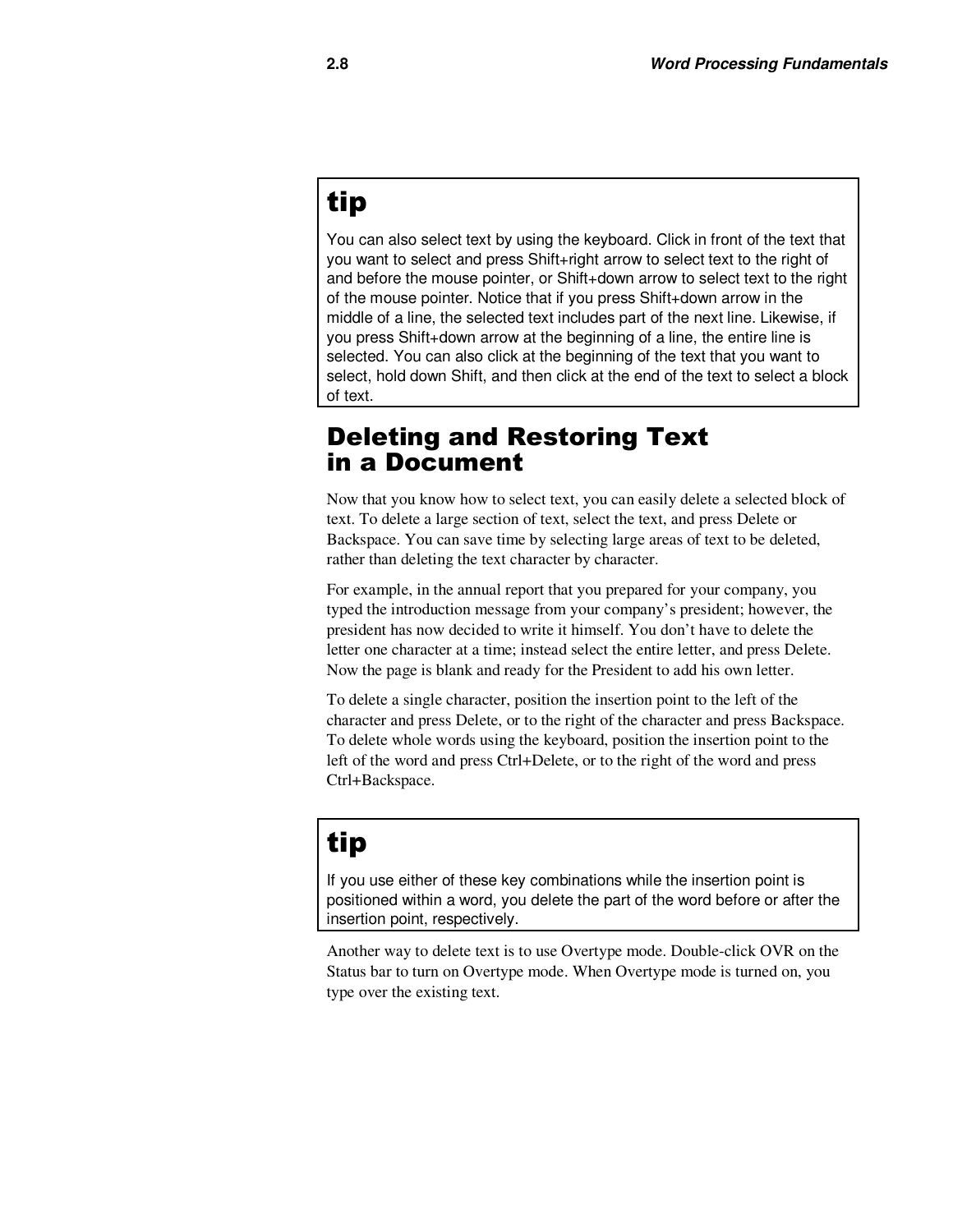**tip**

You can also select text by using the keyboard. Click in front of the text that you want to select and press Shift+right arrow to select text to the right of and before the mouse pointer, or Shift+down arrow to select text to the right of the mouse pointer. Notice that if you press Shift+down arrow in the middle of a line, the selected text includes part of the next line. Likewise, if you press Shift+down arrow at the beginning of a line, the entire line is selected. You can also click at the beginning of the text that you want to select, hold down Shift, and then click at the end of the text to select a block of text.

## Deleting and Restoring Text in a Document

Now that you know how to select text, you can easily delete a selected block of text. To delete a large section of text, select the text, and press Delete or Backspace. You can save time by selecting large areas of text to be deleted, rather than deleting the text character by character.

For example, in the annual report that you prepared for your company, you typed the introduction message from your company's president; however, the president has now decided to write it himself. You don't have to delete the letter one character at a time; instead select the entire letter, and press Delete. Now the page is blank and ready for the President to add his own letter.

To delete a single character, position the insertion point to the left of the character and press Delete, or to the right of the character and press Backspace. To delete whole words using the keyboard, position the insertion point to the left of the word and press Ctrl+Delete, or to the right of the word and press Ctrl+Backspace.

**tip**

If you use either of these key combinations while the insertion point is positioned within a word, you delete the part of the word before or after the insertion point, respectively.

Another way to delete text is to use Overtype mode. Double-click OVR on the Status bar to turn on Overtype mode. When Overtype mode is turned on, you type over the existing text.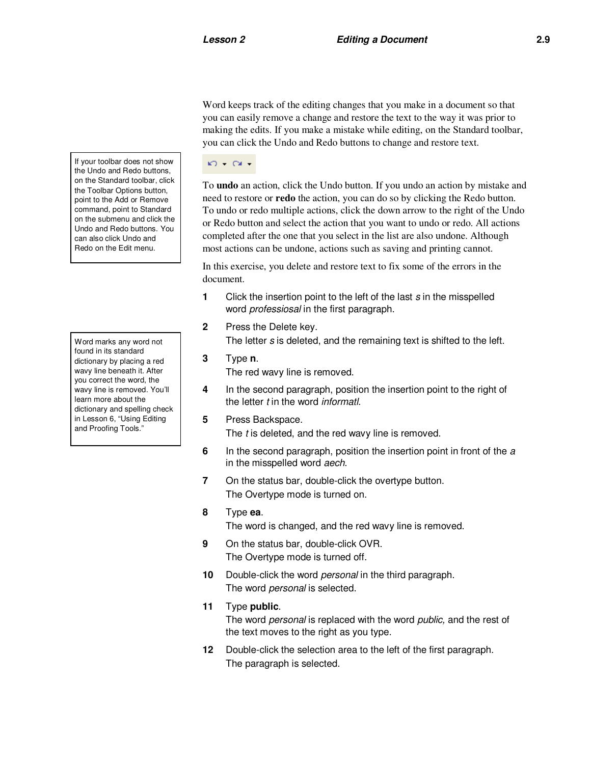Word keeps track of the editing changes that you make in a document so that you can easily remove a change and restore the text to the way it was prior to making the edits. If you make a mistake while editing, on the Standard toolbar, you can click the Undo and Redo buttons to change and restore text.

> If your toolbar does not show the Undo and Redo buttons, on the Standard toolbar, click the Toolbar Options button, point to the Add or Remove command, point to Standard on the submenu and click the Undo and Redo buttons. You can also click Undo and Redo on the Edit menu.

To **undo** an action, click the Undo button. If you undo an action by mistake and need to restore or **redo** the action, you can do so by clicking the Redo button. To undo or redo multiple actions, click the down arrow to the right of the Undo or Redo button and select the action that you want to undo or redo. All actions completed after the one that you select in the list are also undone. Although most actions can be undone, actions such as saving and printing cannot.

In this exercise, you delete and restore text to fix some of the errors in the document.

> Word marks any word not found in its standard dictionary by placing a red wavy line beneath it. After you correct the word, the wavy line is removed. You'll learn more about the dictionary and spelling check in Lesson 6, "Using Editing and Proofing Tools."

1. Click the insertion point to the left of the last *s* in the misspelled word *professiosal* in the first paragraph.
2. Press the Delete key.
   The letter *s* is deleted, and the remaining text is shifted to the left.
3. Type **n**.
   The red wavy line is removed.
4. In the second paragraph, position the insertion point to the right of the letter *t* in the word *informatl*.
5. Press Backspace.
   The *t* is deleted, and the red wavy line is removed.
6. In the second paragraph, position the insertion point in front of the *a* in the misspelled word *aech*.
7. On the status bar, double-click the overtype button.
   The Overtype mode is turned on.
8. Type **ea**.
   The word is changed, and the red wavy line is removed.
9. On the status bar, double-click OVR.
   The Overtype mode is turned off.
10. Double-click the word *personal* in the third paragraph.
    The word *personal* is selected.
11. Type **public**.
    The word *personal* is replaced with the word *public,* and the rest of the text moves to the right as you type.
12. Double-click the selection area to the left of the first paragraph.
    The paragraph is selected.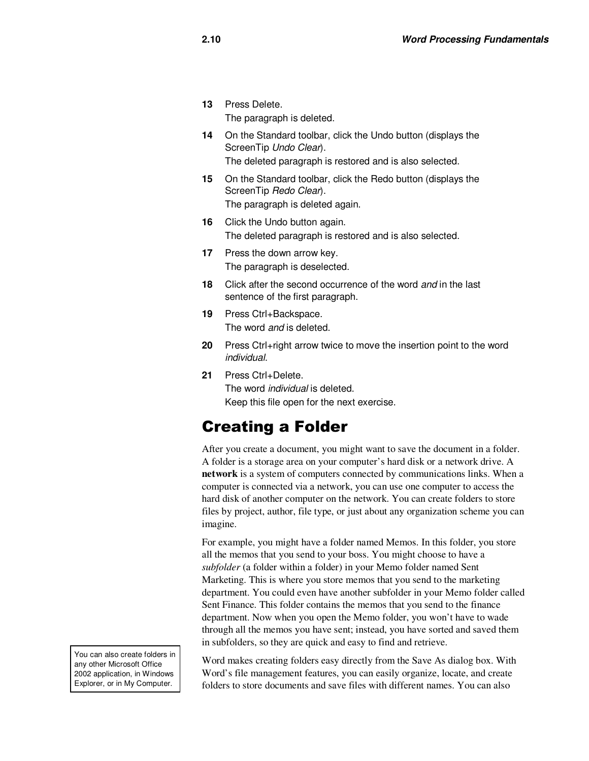13 Press Delete.
 The paragraph is deleted.

14 On the Standard toolbar, click the Undo button (displays the ScreenTip *Undo Clear*).
 The deleted paragraph is restored and is also selected.

15 On the Standard toolbar, click the Redo button (displays the ScreenTip *Redo Clear*).
 The paragraph is deleted again.

16 Click the Undo button again.
 The deleted paragraph is restored and is also selected.

17 Press the down arrow key.
 The paragraph is deselected.

18 Click after the second occurrence of the word *and* in the last sentence of the first paragraph.

19 Press Ctrl+Backspace.
 The word *and* is deleted.

20 Press Ctrl+right arrow twice to move the insertion point to the word *individual*.

21 Press Ctrl+Delete.
 The word *individual* is deleted.
 Keep this file open for the next exercise.

## Creating a Folder

After you create a document, you might want to save the document in a folder. A folder is a storage area on your computer's hard disk or a network drive. A **network** is a system of computers connected by communications links. When a computer is connected via a network, you can use one computer to access the hard disk of another computer on the network. You can create folders to store files by project, author, file type, or just about any organization scheme you can imagine.

For example, you might have a folder named Memos. In this folder, you store all the memos that you send to your boss. You might choose to have a *subfolder* (a folder within a folder) in your Memo folder named Sent Marketing. This is where you store memos that you send to the marketing department. You could even have another subfolder in your Memo folder called Sent Finance. This folder contains the memos that you send to the finance department. Now when you open the Memo folder, you won't have to wade through all the memos you have sent; instead, you have sorted and saved them in subfolders, so they are quick and easy to find and retrieve.

> You can also create folders in any other Microsoft Office 2002 application, in Windows Explorer, or in My Computer.

Word makes creating folders easy directly from the Save As dialog box. With Word's file management features, you can easily organize, locate, and create folders to store documents and save files with different names. You can also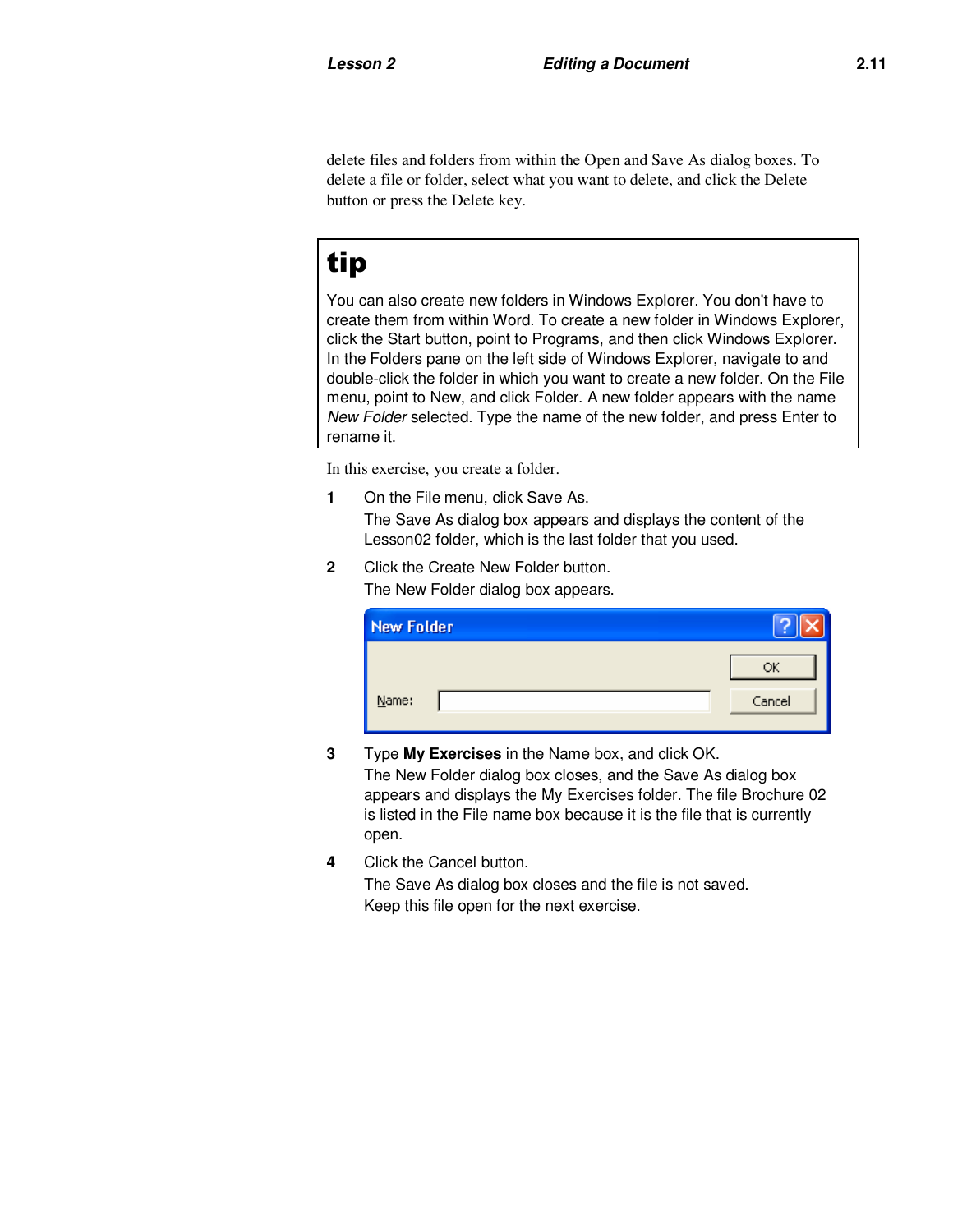delete files and folders from within the Open and Save As dialog boxes. To delete a file or folder, select what you want to delete, and click the Delete button or press the Delete key.

> **tip**
>
> You can also create new folders in Windows Explorer. You don't have to create them from within Word. To create a new folder in Windows Explorer, click the Start button, point to Programs, and then click Windows Explorer. In the Folders pane on the left side of Windows Explorer, navigate to and double-click the folder in which you want to create a new folder. On the File menu, point to New, and click Folder. A new folder appears with the name *New Folder* selected. Type the name of the new folder, and press Enter to rename it.

In this exercise, you create a folder.

1. On the File menu, click Save As.
   The Save As dialog box appears and displays the content of the Lesson02 folder, which is the last folder that you used.
2. Click the Create New Folder button.
   The New Folder dialog box appears.
3. Type **My Exercises** in the Name box, and click OK.
   The New Folder dialog box closes, and the Save As dialog box appears and displays the My Exercises folder. The file Brochure 02 is listed in the File name box because it is the file that is currently open.
4. Click the Cancel button.
   The Save As dialog box closes and the file is not saved.
   Keep this file open for the next exercise.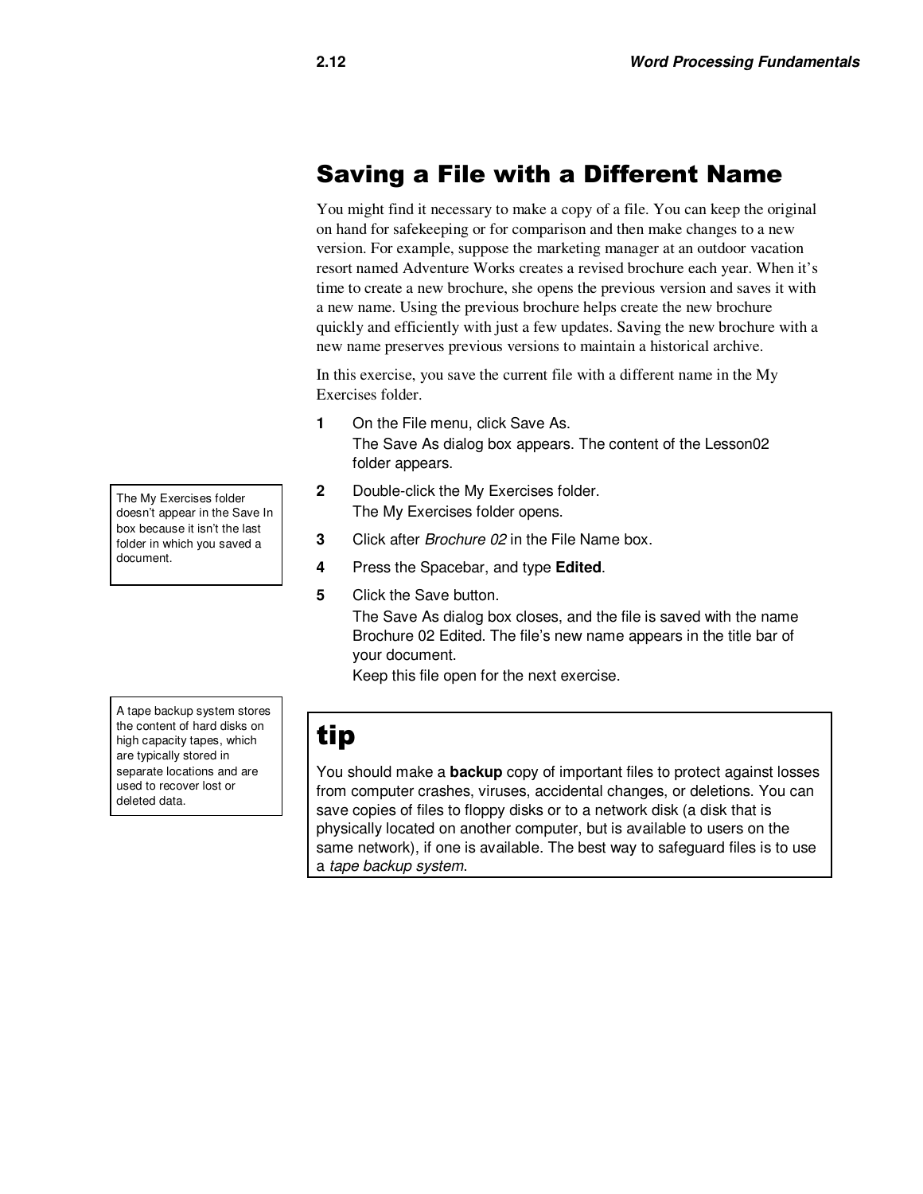## Saving a File with a Different Name

You might find it necessary to make a copy of a file. You can keep the original on hand for safekeeping or for comparison and then make changes to a new version. For example, suppose the marketing manager at an outdoor vacation resort named Adventure Works creates a revised brochure each year. When it's time to create a new brochure, she opens the previous version and saves it with a new name. Using the previous brochure helps create the new brochure quickly and efficiently with just a few updates. Saving the new brochure with a new name preserves previous versions to maintain a historical archive.

In this exercise, you save the current file with a different name in the My Exercises folder.

1. On the File menu, click Save As.
   The Save As dialog box appears. The content of the Lesson02 folder appears.
2. Double-click the My Exercises folder.
   The My Exercises folder opens.
3. Click after *Brochure 02* in the File Name box.
4. Press the Spacebar, and type **Edited**.
5. Click the Save button.
   The Save As dialog box closes, and the file is saved with the name Brochure 02 Edited. The file's new name appears in the title bar of your document.
   Keep this file open for the next exercise.

> The My Exercises folder doesn't appear in the Save In box because it isn't the last folder in which you saved a document.

> A tape backup system stores the content of hard disks on high capacity tapes, which are typically stored in separate locations and are used to recover lost or deleted data.

### tip

You should make a **backup** copy of important files to protect against losses from computer crashes, viruses, accidental changes, or deletions. You can save copies of files to floppy disks or to a network disk (a disk that is physically located on another computer, but is available to users on the same network), if one is available. The best way to safeguard files is to use a *tape backup system*.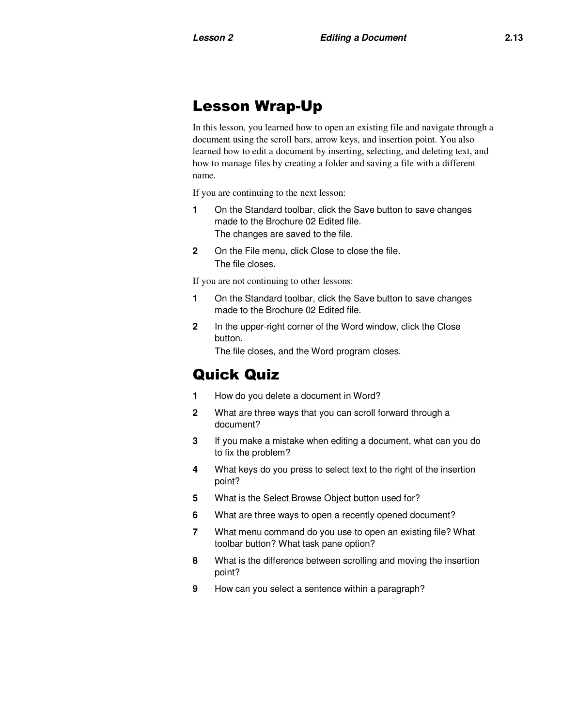## Lesson Wrap-Up

In this lesson, you learned how to open an existing file and navigate through a document using the scroll bars, arrow keys, and insertion point. You also learned how to edit a document by inserting, selecting, and deleting text, and how to manage files by creating a folder and saving a file with a different name.

If you are continuing to the next lesson:

1. On the Standard toolbar, click the Save button to save changes made to the Brochure 02 Edited file.
   The changes are saved to the file.
2. On the File menu, click Close to close the file.
   The file closes.

If you are not continuing to other lessons:

1. On the Standard toolbar, click the Save button to save changes made to the Brochure 02 Edited file.
2. In the upper-right corner of the Word window, click the Close button.
   The file closes, and the Word program closes.

## Quick Quiz

1. How do you delete a document in Word?
2. What are three ways that you can scroll forward through a document?
3. If you make a mistake when editing a document, what can you do to fix the problem?
4. What keys do you press to select text to the right of the insertion point?
5. What is the Select Browse Object button used for?
6. What are three ways to open a recently opened document?
7. What menu command do you use to open an existing file? What toolbar button? What task pane option?
8. What is the difference between scrolling and moving the insertion point?
9. How can you select a sentence within a paragraph?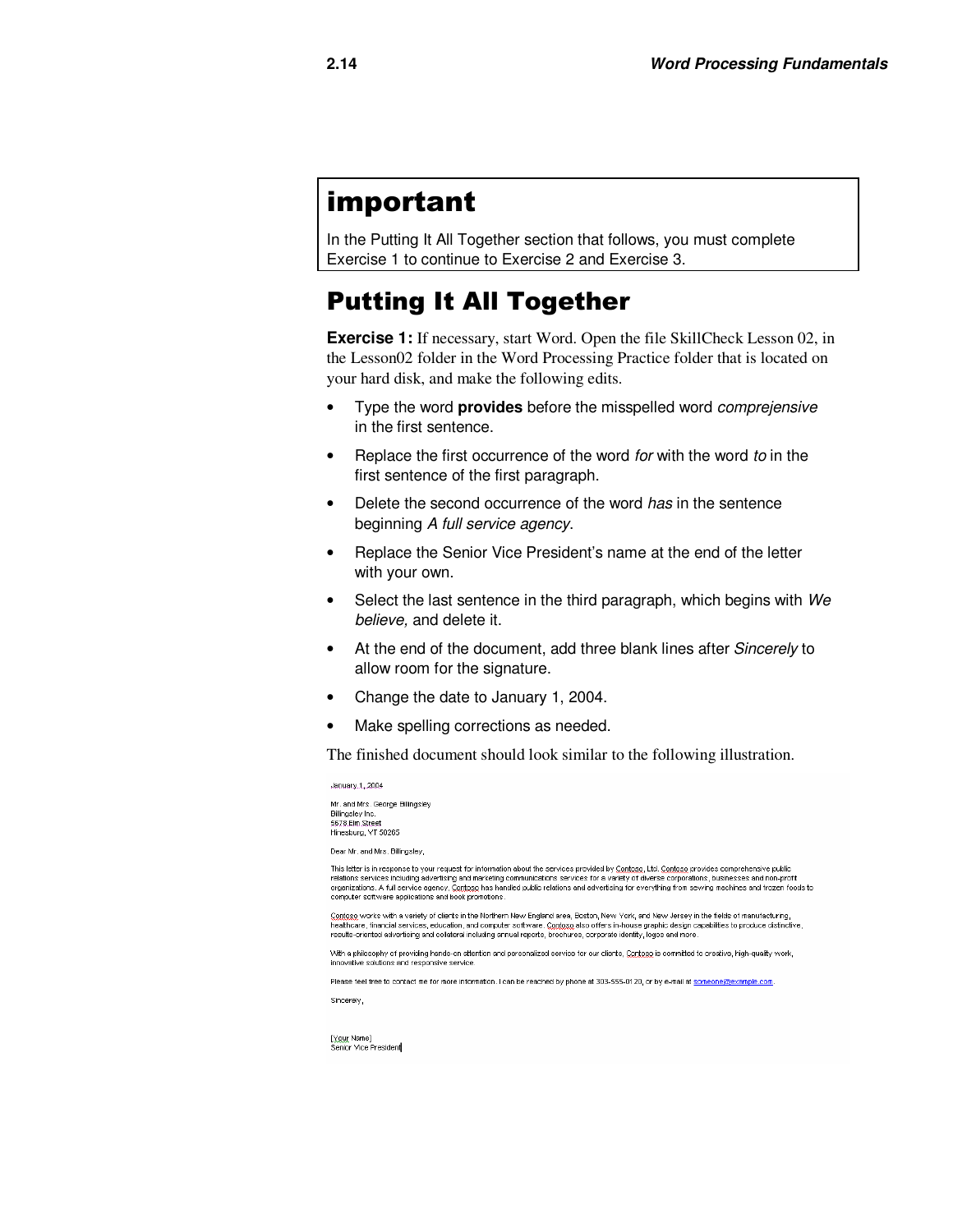# important

In the Putting It All Together section that follows, you must complete Exercise 1 to continue to Exercise 2 and Exercise 3.

## Putting It All Together

**Exercise 1:** If necessary, start Word. Open the file SkillCheck Lesson 02, in the Lesson02 folder in the Word Processing Practice folder that is located on your hard disk, and make the following edits.

- Type the word **provides** before the misspelled word *comprejensive* in the first sentence.
- Replace the first occurrence of the word *for* with the word *to* in the first sentence of the first paragraph.
- Delete the second occurrence of the word *has* in the sentence beginning *A full service agency*.
- Replace the Senior Vice President's name at the end of the letter with your own.
- Select the last sentence in the third paragraph, which begins with *We believe,* and delete it.
- At the end of the document, add three blank lines after *Sincerely* to allow room for the signature.
- Change the date to January 1, 2004.
- Make spelling corrections as needed.

The finished document should look similar to the following illustration.

January 1, 2004

Mr. and Mrs. George Billingsley
Billingsley Inc.
5678 Elm Street
Hinesburg, VT 50265

Dear Mr. and Mrs. Billingsley,

This letter is in response to your request for information about the services provided by Contoso, Ltd. Contoso provides comprehensive public relations services including advertising and marketing communications services for a variety of diverse corporations, businesses and non-profit organizations. A full service agency, Contoso has handled public relations and advertising for everything from sewing machines and frozen foods to computer software applications and book promotions.

Contoso works with a variety of clients in the Northern New England area, Boston, New York, and New Jersey in the fields of manufacturing, healthcare, financial services, education, and computer software. Contoso also offers in-house graphic design capabilities to produce distinctive, results-oriented advertising and collateral including annual reports, brochures, corporate identity, logos and more.

With a philosophy of providing hands-on attention and personalized service for our clients, Contoso is committed to creative, high-quality work, innovative solutions and responsive service.

Please feel free to contact me for more information. I can be reached by phone at 303-555-0120, or by e-mail at someone@example.com.

Sincerely,

[Your Name]
Senior Vice President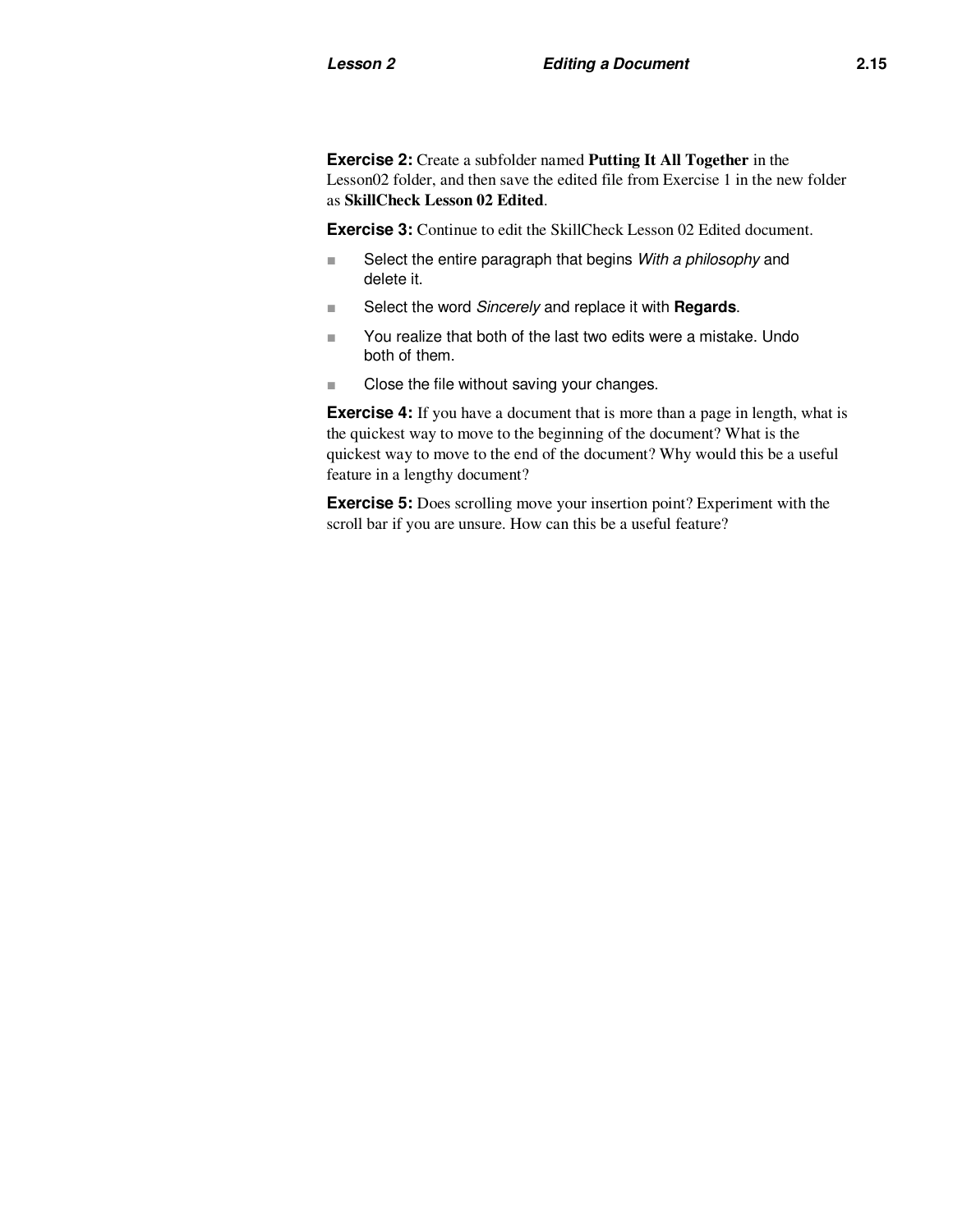**Exercise 2:** Create a subfolder named **Putting It All Together** in the Lesson02 folder, and then save the edited file from Exercise 1 in the new folder as **SkillCheck Lesson 02 Edited**.

**Exercise 3:** Continue to edit the SkillCheck Lesson 02 Edited document.

- Select the entire paragraph that begins *With a philosophy* and delete it.
- Select the word *Sincerely* and replace it with **Regards**.
- You realize that both of the last two edits were a mistake. Undo both of them.
- Close the file without saving your changes.

**Exercise 4:** If you have a document that is more than a page in length, what is the quickest way to move to the beginning of the document? What is the quickest way to move to the end of the document? Why would this be a useful feature in a lengthy document?

**Exercise 5:** Does scrolling move your insertion point? Experiment with the scroll bar if you are unsure. How can this be a useful feature?